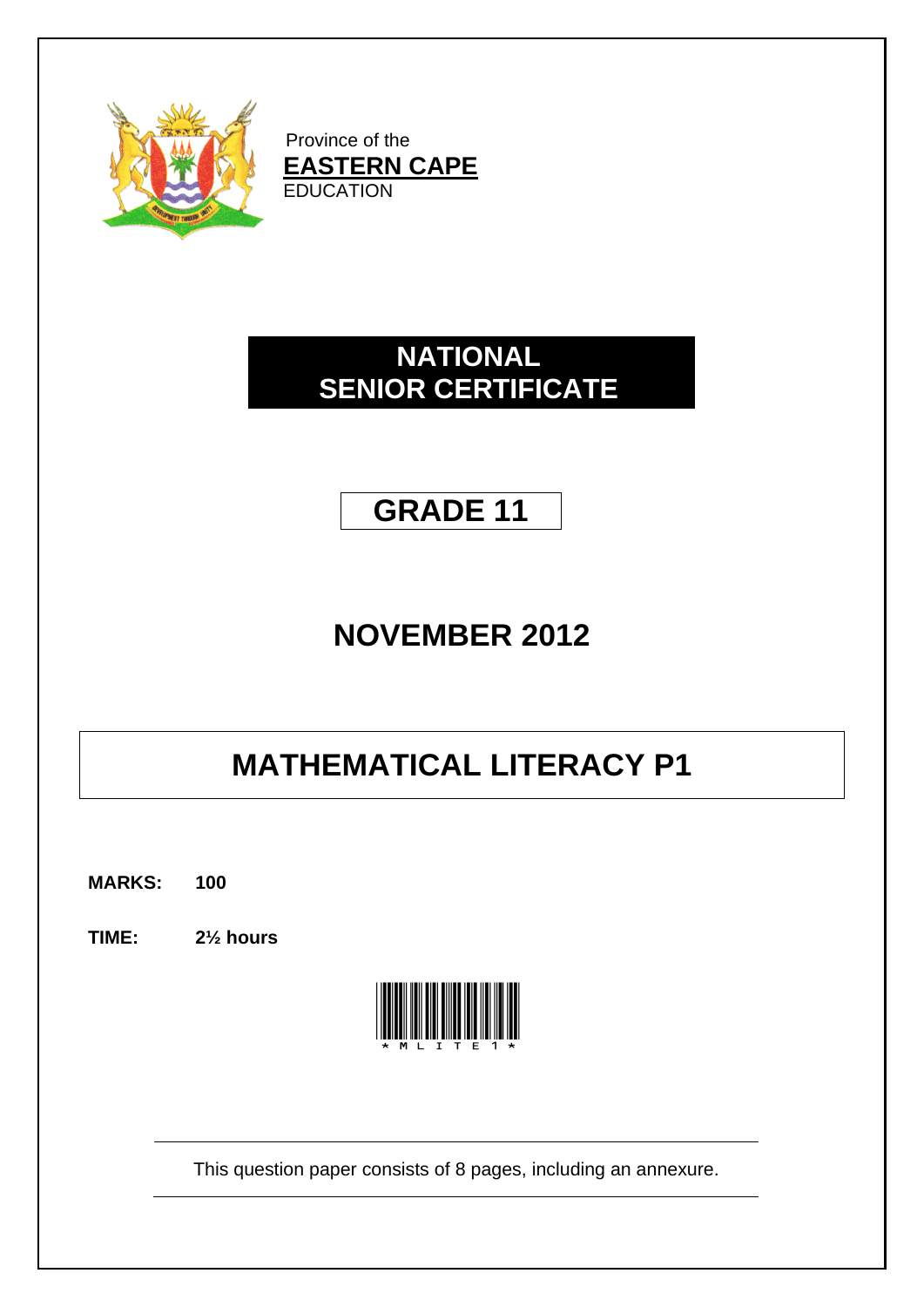Province of the
**EASTERN CAPE**
EDUCATION

# NATIONAL SENIOR CERTIFICATE

# GRADE 11

# NOVEMBER 2012

# MATHEMATICAL LITERACY P1

**MARKS: 100**

**TIME: 2½ hours**

*MLITE1*

This question paper consists of 8 pages, including an annexure.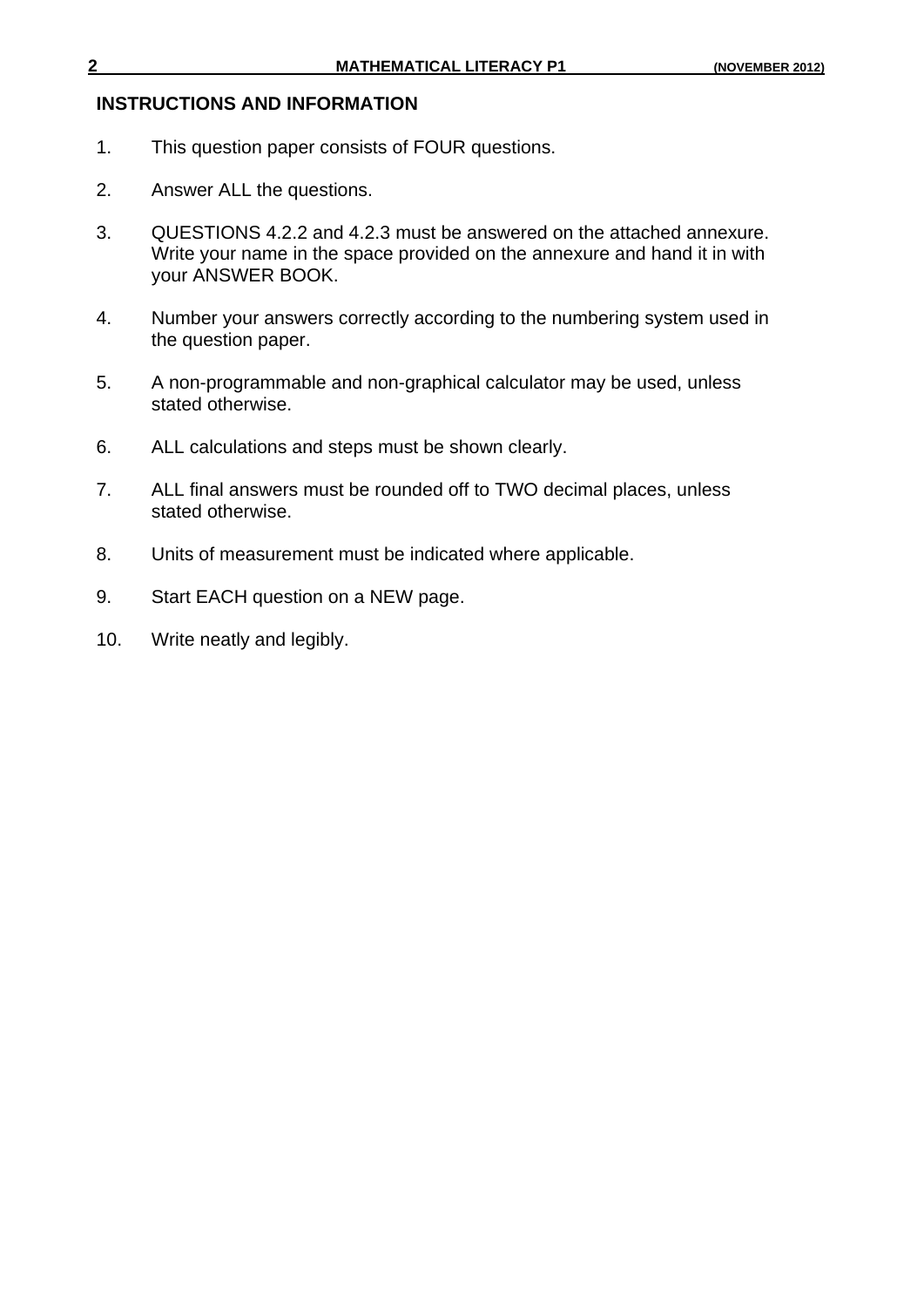## INSTRUCTIONS AND INFORMATION

1. This question paper consists of FOUR questions.

2. Answer ALL the questions.

3. QUESTIONS 4.2.2 and 4.2.3 must be answered on the attached annexure. Write your name in the space provided on the annexure and hand it in with your ANSWER BOOK.

4. Number your answers correctly according to the numbering system used in the question paper.

5. A non-programmable and non-graphical calculator may be used, unless stated otherwise.

6. ALL calculations and steps must be shown clearly.

7. ALL final answers must be rounded off to TWO decimal places, unless stated otherwise.

8. Units of measurement must be indicated where applicable.

9. Start EACH question on a NEW page.

10. Write neatly and legibly.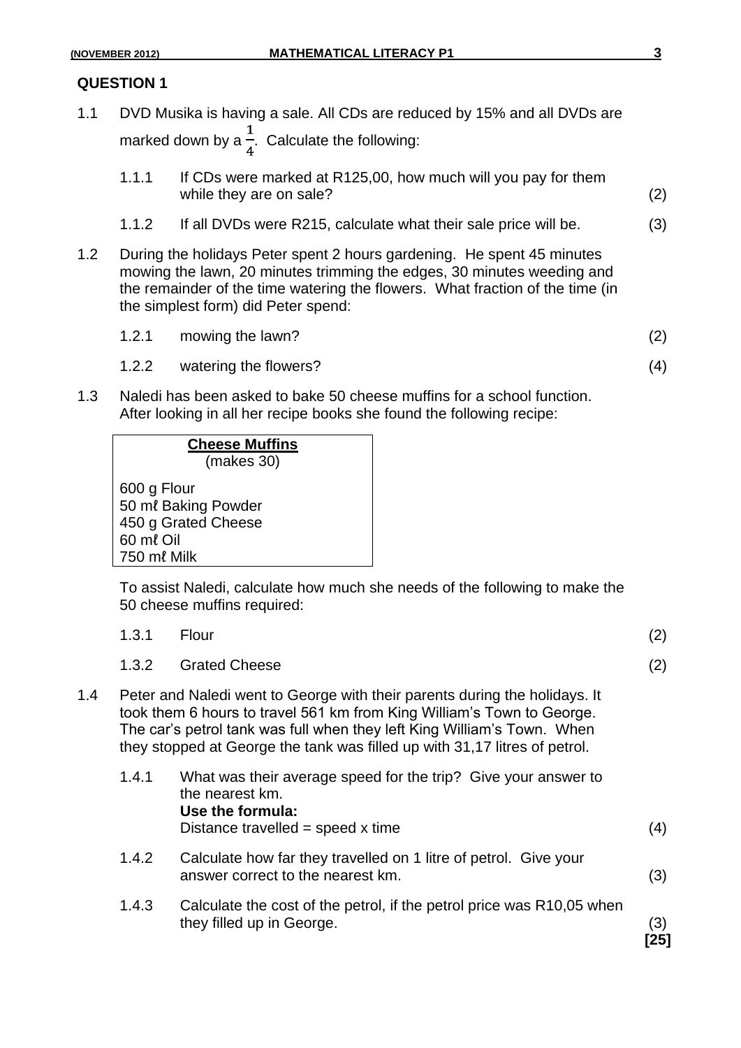## QUESTION 1

1.1 DVD Musika is having a sale. All CDs are reduced by 15% and all DVDs are marked down by a $\frac{1}{4}$. Calculate the following:

1.1.1 If CDs were marked at R125,00, how much will you pay for them while they are on sale? (2)

1.1.2 If all DVDs were R215, calculate what their sale price will be. (3)

1.2 During the holidays Peter spent 2 hours gardening. He spent 45 minutes mowing the lawn, 20 minutes trimming the edges, 30 minutes weeding and the remainder of the time watering the flowers. What fraction of the time (in the simplest form) did Peter spend:

1.2.1 mowing the lawn? (2)

1.2.2 watering the flowers? (4)

1.3 Naledi has been asked to bake 50 cheese muffins for a school function. After looking in all her recipe books she found the following recipe:

> **Cheese Muffins**
> (makes 30)
>
> 600 g Flour
> 50 mℓ Baking Powder
> 450 g Grated Cheese
> 60 mℓ Oil
> 750 mℓ Milk

To assist Naledi, calculate how much she needs of the following to make the 50 cheese muffins required:

1.3.1 Flour (2)

1.3.2 Grated Cheese (2)

1.4 Peter and Naledi went to George with their parents during the holidays. It took them 6 hours to travel 561 km from King William's Town to George. The car's petrol tank was full when they left King William's Town. When they stopped at George the tank was filled up with 31,17 litres of petrol.

1.4.1 What was their average speed for the trip? Give your answer to the nearest km.
**Use the formula:**
Distance travelled = speed x time (4)

1.4.2 Calculate how far they travelled on 1 litre of petrol. Give your answer correct to the nearest km. (3)

1.4.3 Calculate the cost of the petrol, if the petrol price was R10,05 when they filled up in George. (3)

**[25]**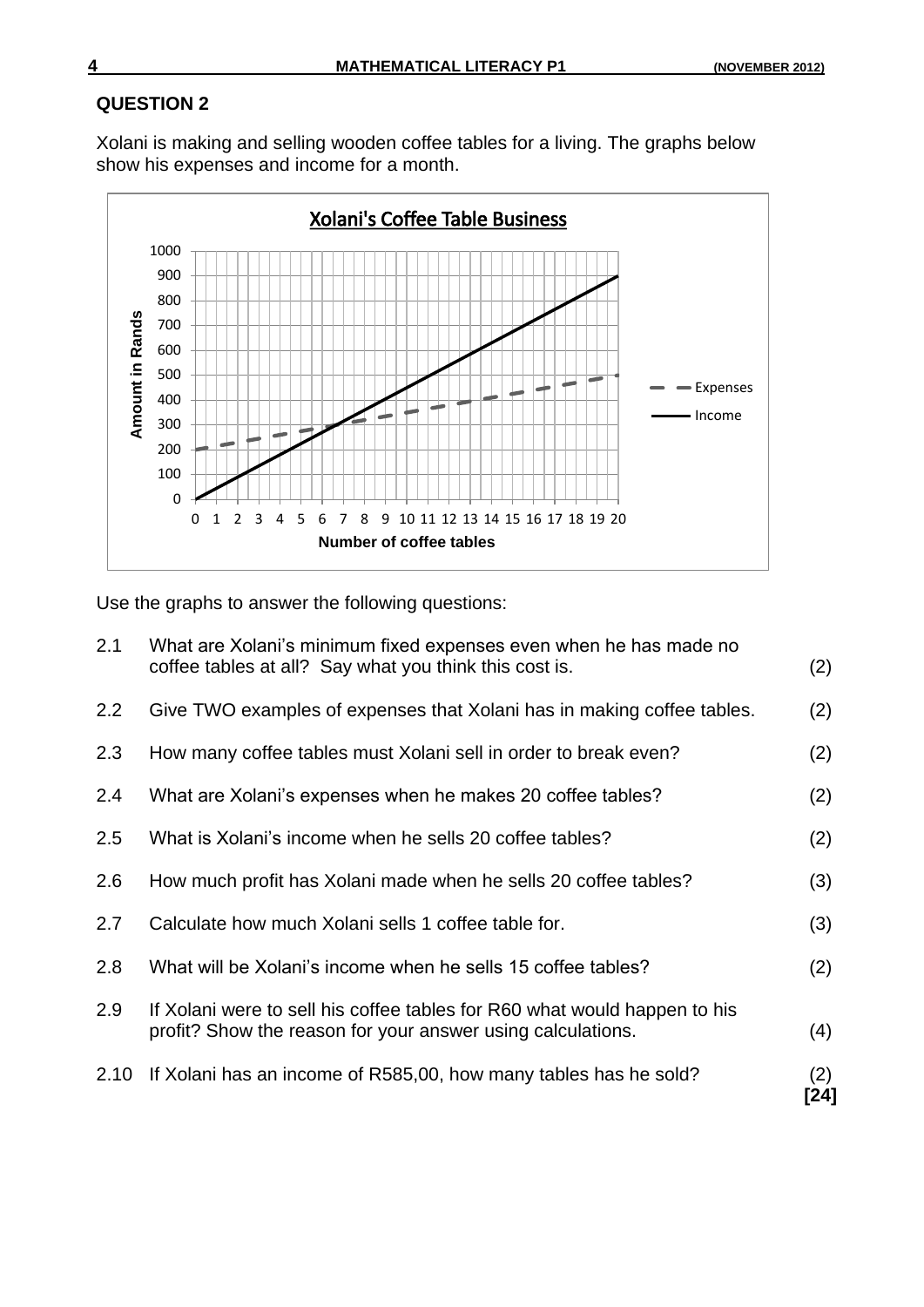## QUESTION 2

Xolani is making and selling wooden coffee tables for a living. The graphs below show his expenses and income for a month.

Use the graphs to answer the following questions:

2.1 What are Xolani's minimum fixed expenses even when he has made no coffee tables at all? Say what you think this cost is. (2)

2.2 Give TWO examples of expenses that Xolani has in making coffee tables. (2)

2.3 How many coffee tables must Xolani sell in order to break even? (2)

2.4 What are Xolani's expenses when he makes 20 coffee tables? (2)

2.5 What is Xolani's income when he sells 20 coffee tables? (2)

2.6 How much profit has Xolani made when he sells 20 coffee tables? (3)

2.7 Calculate how much Xolani sells 1 coffee table for. (3)

2.8 What will be Xolani's income when he sells 15 coffee tables? (2)

2.9 If Xolani were to sell his coffee tables for R60 what would happen to his profit? Show the reason for your answer using calculations. (4)

2.10 If Xolani has an income of R585,00, how many tables has he sold? (2)

**[24]**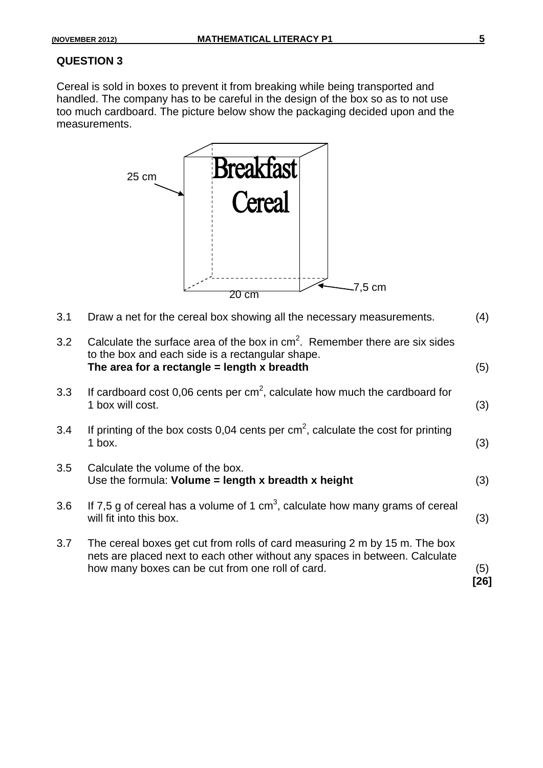## QUESTION 3

Cereal is sold in boxes to prevent it from breaking while being transported and handled. The company has to be careful in the design of the box so as to not use too much cardboard. The picture below show the packaging decided upon and the measurements.

25 cm

Breakfast Cereal

7,5 cm

20 cm

| | | |
|---|---|---|
| 3.1 | Draw a net for the cereal box showing all the necessary measurements. | (4) |
| 3.2 | Calculate the surface area of the box in $cm^2$. Remember there are six sides to the box and each side is a rectangular shape. **The area for a rectangle = length x breadth** | (5) |
| 3.3 | If cardboard cost 0,06 cents per $cm^2$, calculate how much the cardboard for 1 box will cost. | (3) |
| 3.4 | If printing of the box costs 0,04 cents per $cm^2$, calculate the cost for printing 1 box. | (3) |
| 3.5 | Calculate the volume of the box. Use the formula: **Volume = length x breadth x height** | (3) |
| 3.6 | If 7,5 g of cereal has a volume of 1 $cm^3$, calculate how many grams of cereal will fit into this box. | (3) |
| 3.7 | The cereal boxes get cut from rolls of card measuring 2 m by 15 m. The box nets are placed next to each other without any spaces in between. Calculate how many boxes can be cut from one roll of card. | (5) |

**[26]**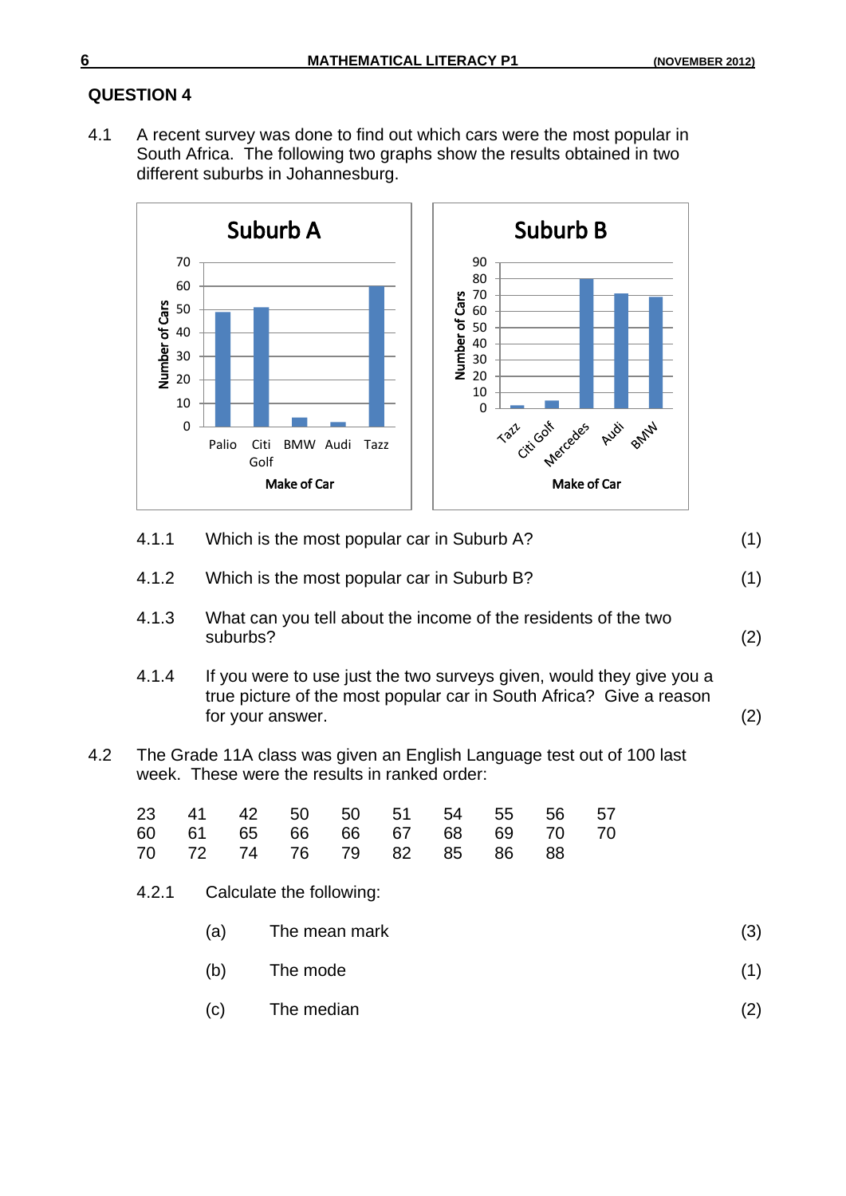## QUESTION 4

4.1 A recent survey was done to find out which cars were the most popular in South Africa. The following two graphs show the results obtained in two different suburbs in Johannesburg.

**Suburb A**

| Make of Car | Number of Cars |
|---|---|
| Palio | 49 |
| Citi Golf | 51 |
| BMW | 4 |
| Audi | 2 |
| Tazz | 60 |

**Suburb B**

| Make of Car | Number of Cars |
|---|---|
| Tazz | 2 |
| Citi Golf | 5 |
| Mercedes | 80 |
| Audi | 71 |
| BMW | 69 |

4.1.1 Which is the most popular car in Suburb A? (1)

4.1.2 Which is the most popular car in Suburb B? (1)

4.1.3 What can you tell about the income of the residents of the two suburbs? (2)

4.1.4 If you were to use just the two surveys given, would they give you a true picture of the most popular car in South Africa? Give a reason for your answer. (2)

4.2 The Grade 11A class was given an English Language test out of 100 last week. These were the results in ranked order:

| | | | | | | | | | |
|---|---|---|---|---|---|---|---|---|---|
| 23 | 41 | 42 | 50 | 50 | 51 | 54 | 55 | 56 | 57 |
| 60 | 61 | 65 | 66 | 66 | 67 | 68 | 69 | 70 | 70 |
| 70 | 72 | 74 | 76 | 79 | 82 | 85 | 86 | 88 | |

4.2.1 Calculate the following:

(a) The mean mark (3)

(b) The mode (1)

(c) The median (2)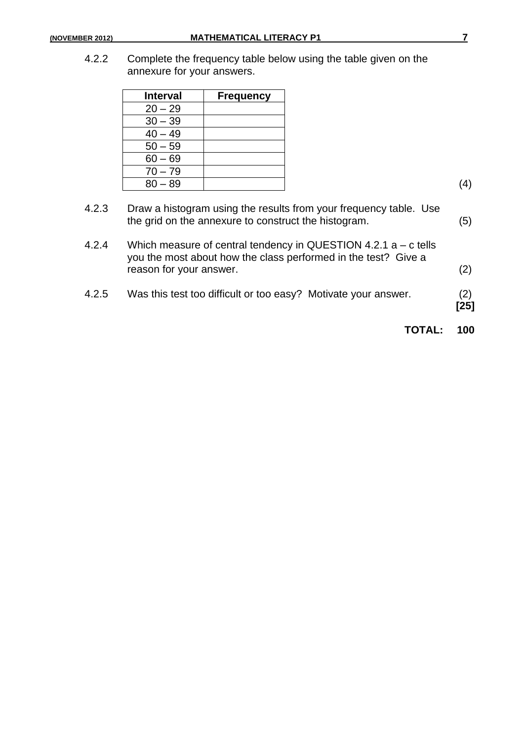4.2.2 Complete the frequency table below using the table given on the annexure for your answers.

| Interval | Frequency |
|---|---|
| 20 – 29 | |
| 30 – 39 | |
| 40 – 49 | |
| 50 – 59 | |
| 60 – 69 | |
| 70 – 79 | |
| 80 – 89 | |

(4)

4.2.3 Draw a histogram using the results from your frequency table. Use the grid on the annexure to construct the histogram. (5)

4.2.4 Which measure of central tendency in QUESTION 4.2.1 a – c tells you the most about how the class performed in the test? Give a reason for your answer. (2)

4.2.5 Was this test too difficult or too easy? Motivate your answer. (2)
**[25]**

**TOTAL: 100**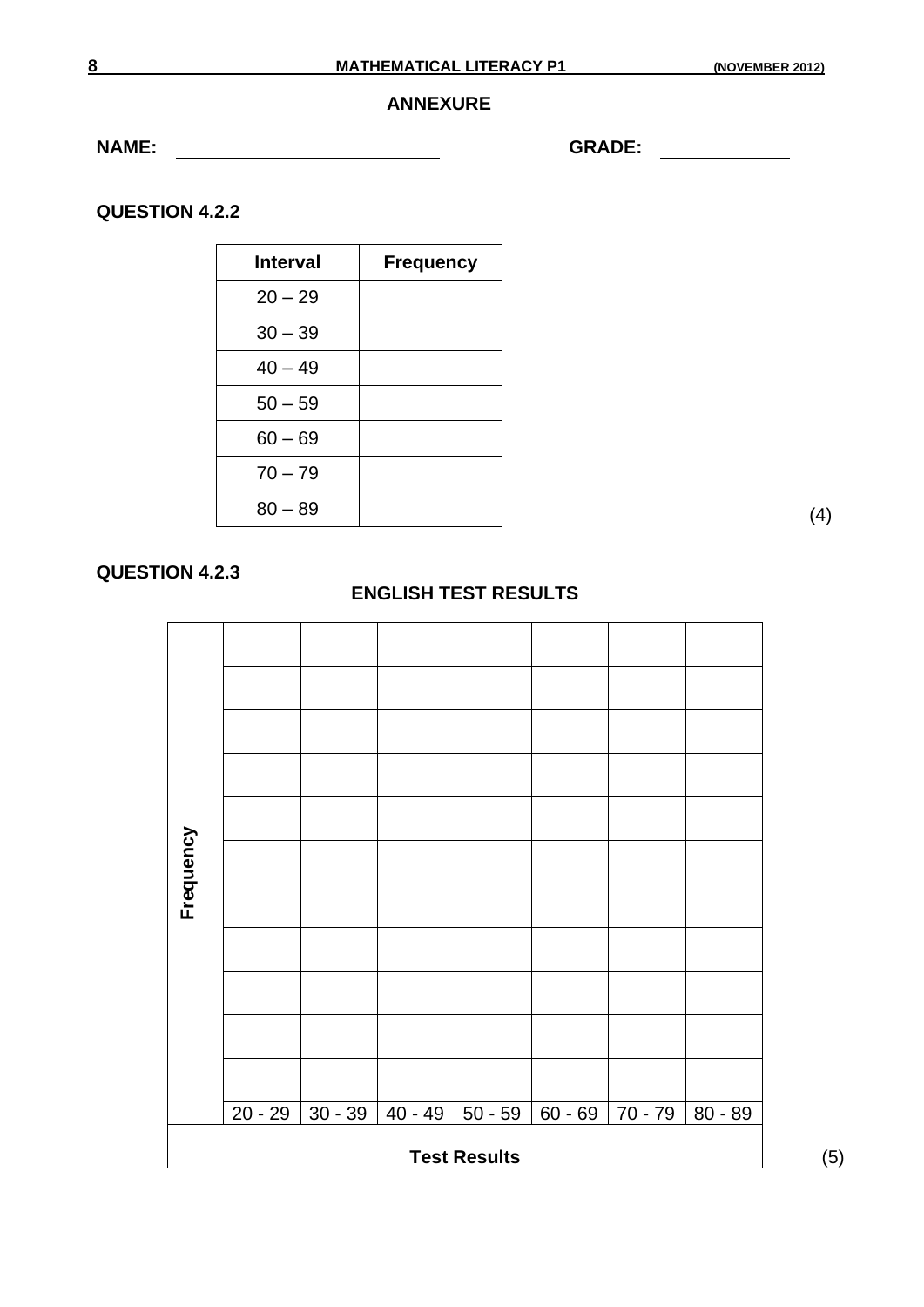## ANNEXURE

**NAME:** ______________________ **GRADE:** ____________

### QUESTION 4.2.2

| Interval | Frequency |
|---|---|
| 20 – 29 | |
| 30 – 39 | |
| 40 – 49 | |
| 50 – 59 | |
| 60 – 69 | |
| 70 – 79 | |
| 80 – 89 | |

(4)

### QUESTION 4.2.3

**ENGLISH TEST RESULTS**

Frequency

20 - 29
30 - 39
40 - 49
50 - 59
60 - 69
70 - 79
80 - 89

Test Results

(5)